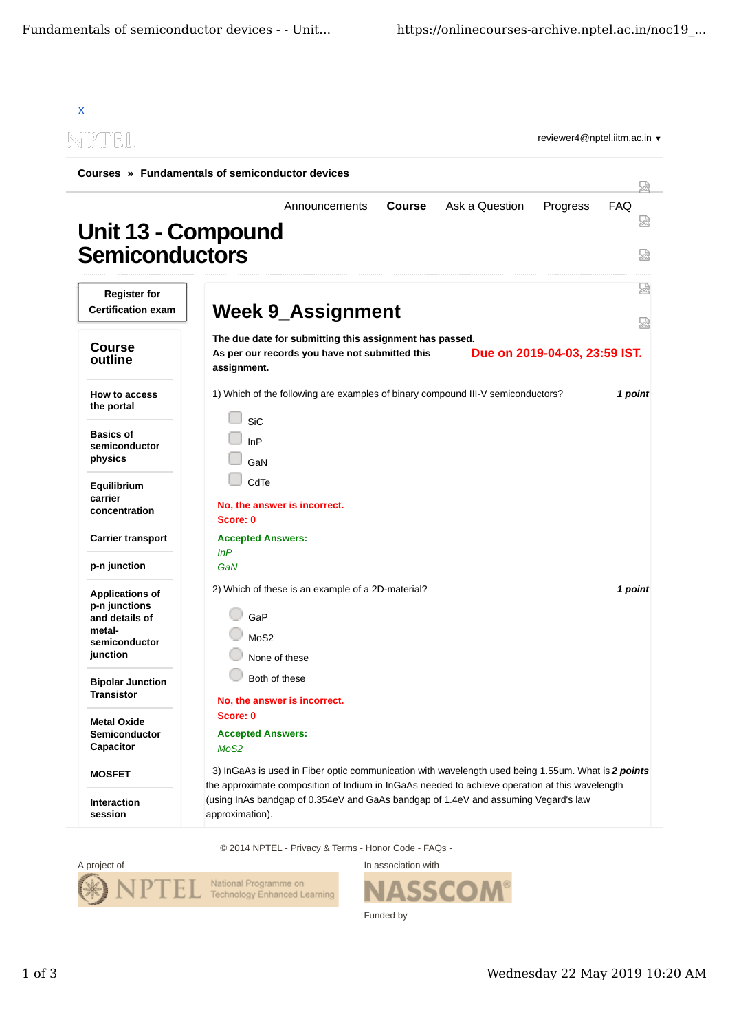X

reviewer4@nptel.iitm.ac.in ▾

**Courses » Fundamentals of semiconductor devices**

Announcements **Course** Ask a Question Progress FAQ

# Unit 13 - Compound Semiconductors

**Register for Certification exam**

## Course outline

- How to access the portal
- Basics of semiconductor physics
- Equilibrium carrier concentration
- Carrier transport
- p-n junction
- Applications of p-n junctions and details of metal-semiconductor junction
- Bipolar Junction Transistor
- Metal Oxide Semiconductor Capacitor
- MOSFET
- Interaction session

## Week 9_Assignment

**The due date for submitting this assignment has passed.**
**As per our records you have not submitted this assignment.**

**Due on 2019-04-03, 23:59 IST.**

1) Which of the following are examples of binary compound III-V semiconductors? ***1 point***

- [ ] SiC
- [ ] InP
- [ ] GaN
- [ ] CdTe

**No, the answer is incorrect.**
**Score: 0**

**Accepted Answers:**
*InP*
*GaN*

2) Which of these is an example of a 2D-material? ***1 point***

- GaP
- MoS2
- None of these
- Both of these

**No, the answer is incorrect.**
**Score: 0**

**Accepted Answers:**
*MoS2*

3) InGaAs is used in Fiber optic communication with wavelength used being 1.55um. What is the approximate composition of Indium in InGaAs needed to achieve operation at this wavelength (using InAs bandgap of 0.354eV and GaAs bandgap of 1.4eV and assuming Vegard's law approximation). ***2 points***

© 2014 NPTEL - Privacy & Terms - Honor Code - FAQs -

A project of NPTEL National Programme on Technology Enhanced Learning

In association with NASSCOM

Funded by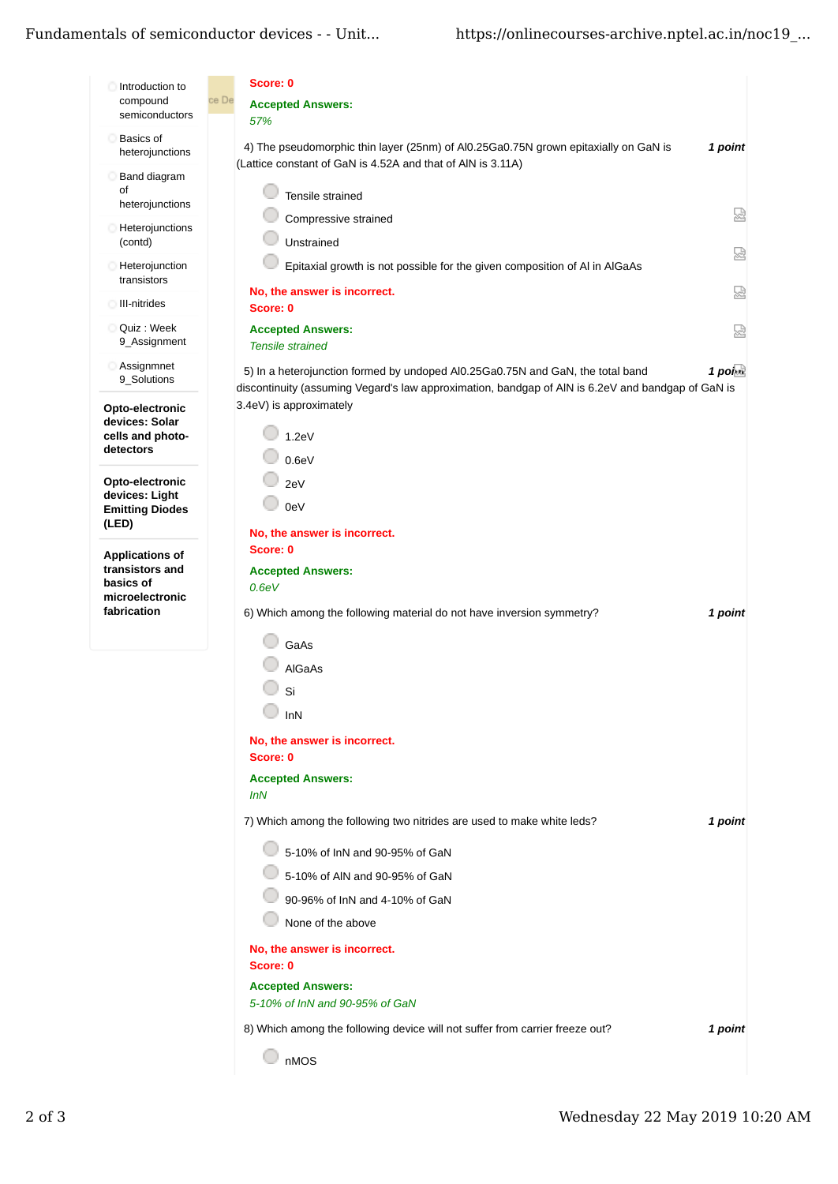- Introduction to compound semiconductors
- Basics of heterojunctions
- Band diagram of heterojunctions
- Heterojunctions (contd)
- Heterojunction transistors
- III-nitrides
- Quiz : Week 9_Assignment
- Assignmnet 9_Solutions

**Opto-electronic devices: Solar cells and photo-detectors**

**Opto-electronic devices: Light Emitting Diodes (LED)**

**Applications of transistors and basics of microelectronic fabrication**

**Score: 0**

**Accepted Answers:**

*57%*

4) The pseudomorphic thin layer (25nm) of $Al_{0.25}Ga_{0.75}N$ grown epitaxially on GaN is (Lattice constant of GaN is 4.52A and that of AlN is 3.11A) *1 point*

- Tensile strained
- Compressive strained
- Unstrained
- Epitaxial growth is not possible for the given composition of Al in AlGaAs

**No, the answer is incorrect.**
**Score: 0**

**Accepted Answers:**

*Tensile strained*

5) In a heterojunction formed by undoped $Al_{0.25}Ga_{0.75}N$ and GaN, the total band discontinuity (assuming Vegard's law approximation, bandgap of AlN is 6.2eV and bandgap of GaN is 3.4eV) is approximately *1 point*

- 1.2eV
- 0.6eV
- 2eV
- 0eV

**No, the answer is incorrect.**
**Score: 0**

**Accepted Answers:**

*0.6eV*

6) Which among the following material do not have inversion symmetry? *1 point*

- GaAs
- AlGaAs
- Si
- InN

**No, the answer is incorrect.**
**Score: 0**

**Accepted Answers:**

*InN*

7) Which among the following two nitrides are used to make white leds? *1 point*

- 5-10% of InN and 90-95% of GaN
- 5-10% of AlN and 90-95% of GaN
- 90-96% of InN and 4-10% of GaN
- None of the above

**No, the answer is incorrect.**
**Score: 0**

**Accepted Answers:**

*5-10% of InN and 90-95% of GaN*

8) Which among the following device will not suffer from carrier freeze out? *1 point*

- nMOS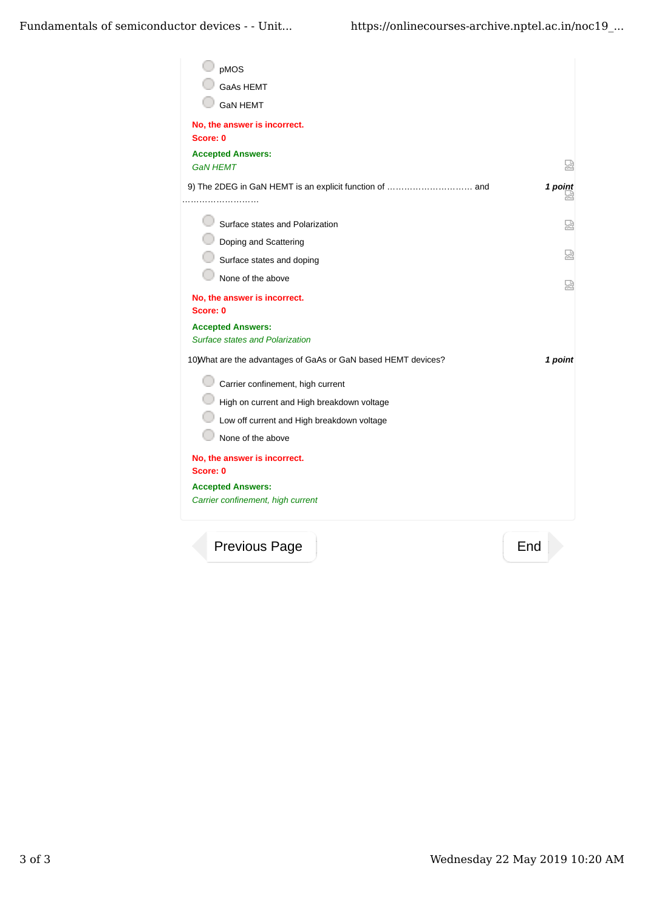- pMOS
- GaAs HEMT
- GaN HEMT

**No, the answer is incorrect.**
**Score: 0**

**Accepted Answers:**
*GaN HEMT*

9) The 2DEG in GaN HEMT is an explicit function of ……………………….. and ………………………

*1 point*

- Surface states and Polarization
- Doping and Scattering
- Surface states and doping
- None of the above

**No, the answer is incorrect.**
**Score: 0**

**Accepted Answers:**
*Surface states and Polarization*

10) What are the advantages of GaAs or GaN based HEMT devices?

*1 point*

- Carrier confinement, high current
- High on current and High breakdown voltage
- Low off current and High breakdown voltage
- None of the above

**No, the answer is incorrect.**
**Score: 0**

**Accepted Answers:**
*Carrier confinement, high current*

Previous Page

End